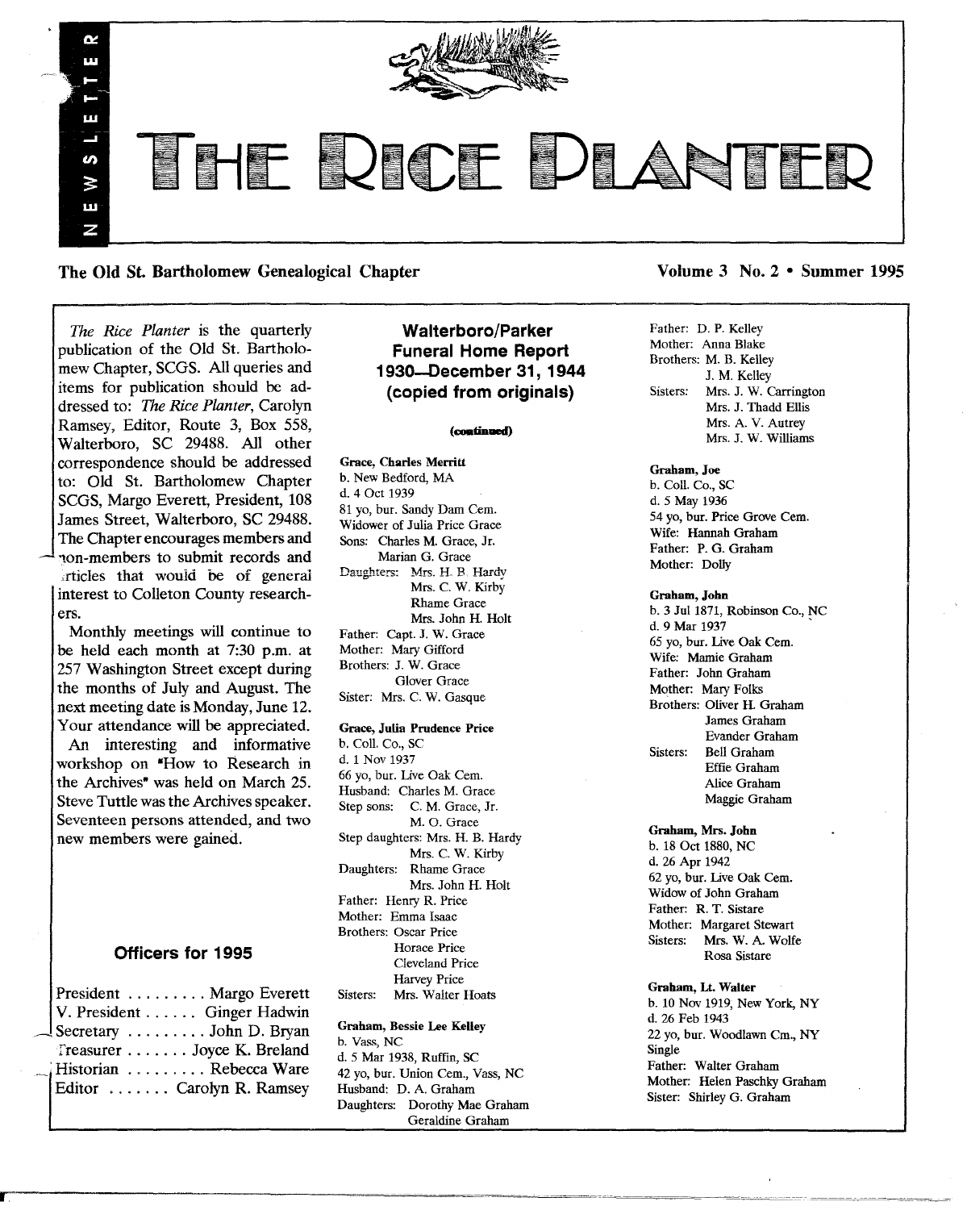# THE RICE PLANTER

NEWSLETTER

**The Old St. Bartholomew Genealogical Chapter** — **Volume 3 No. 2 • Summer 1995**

*The Rice Planter* is the quarterly publication of the Old St. Bartholomew Chapter, SCGS. All queries and items for publication should be addressed to: *The Rice Planter*, Carolyn Ramsey, Editor, Route 3, Box 558, Walterboro, SC 29488. All other correspondence should be addressed to: Old St. Bartholomew Chapter SCGS, Margo Everett, President, 108 James Street, Walterboro, SC 29488. The Chapter encourages members and non-members to submit records and articles that would be of general interest to Colleton County researchers.

Monthly meetings will continue to be held each month at 7:30 p.m. at 257 Washington Street except during the months of July and August. The next meeting date is Monday, June 12. Your attendance will be appreciated.

An interesting and informative workshop on "How to Research in the Archives" was held on March 25. Steve Tuttle was the Archives speaker. Seventeen persons attended, and two new members were gained.

### Officers for 1995

President ......... Margo Everett
V. President ...... Ginger Hadwin
Secretary ......... John D. Bryan
Treasurer ....... Joyce K. Breland
Historian ......... Rebecca Ware
Editor ....... Carolyn R. Ramsey

## Walterboro/Parker Funeral Home Report 1930—December 31, 1944 (copied from originals)

**(continued)**

**Grace, Charles Merritt**
b. New Bedford, MA
d. 4 Oct 1939
81 yo, bur. Sandy Dam Cem.
Widower of Julia Price Grace
Sons: Charles M. Grace, Jr.
Marian G. Grace
Daughters: Mrs. H. B. Hardy
Mrs. C. W. Kirby
Rhame Grace
Mrs. John H. Holt
Father: Capt. J. W. Grace
Mother: Mary Gifford
Brothers: J. W. Grace
Glover Grace
Sister: Mrs. C. W. Gasque

**Grace, Julia Prudence Price**
b. Coll. Co., SC
d. 1 Nov 1937
66 yo, bur. Live Oak Cem.
Husband: Charles M. Grace
Step sons: C. M. Grace, Jr.
M. O. Grace
Step daughters: Mrs. H. B. Hardy
Mrs. C. W. Kirby
Daughters: Rhame Grace
Mrs. John H. Holt
Father: Henry R. Price
Mother: Emma Isaac
Brothers: Oscar Price
Horace Price
Cleveland Price
Harvey Price
Sisters: Mrs. Walter Hoats

**Graham, Bessie Lee Kelley**
b. Vass, NC
d. 5 Mar 1938, Ruffin, SC
42 yo, bur. Union Cem., Vass, NC
Husband: D. A. Graham
Daughters: Dorothy Mae Graham
Geraldine Graham
Father: D. P. Kelley
Mother: Anna Blake
Brothers: M. B. Kelley
J. M. Kelley
Sisters: Mrs. J. W. Carrington
Mrs. J. Thadd Ellis
Mrs. A. V. Autrey
Mrs. J. W. Williams

**Graham, Joe**
b. Coll. Co., SC
d. 5 May 1936
54 yo, bur. Price Grove Cem.
Wife: Hannah Graham
Father: P. G. Graham
Mother: Dolly

**Graham, John**
b. 3 Jul 1871, Robinson Co., NC
d. 9 Mar 1937
65 yo, bur. Live Oak Cem.
Wife: Mamie Graham
Father: John Graham
Mother: Mary Folks
Brothers: Oliver H. Graham
James Graham
Evander Graham
Sisters: Bell Graham
Effie Graham
Alice Graham
Maggie Graham

**Graham, Mrs. John**
b. 18 Oct 1880, NC
d. 26 Apr 1942
62 yo, bur. Live Oak Cem.
Widow of John Graham
Father: R. T. Sistare
Mother: Margaret Stewart
Sisters: Mrs. W. A. Wolfe
Rosa Sistare

**Graham, Lt. Walter**
b. 10 Nov 1919, New York, NY
d. 26 Feb 1943
22 yo, bur. Woodlawn Cm., NY
Single
Father: Walter Graham
Mother: Helen Paschky Graham
Sister: Shirley G. Graham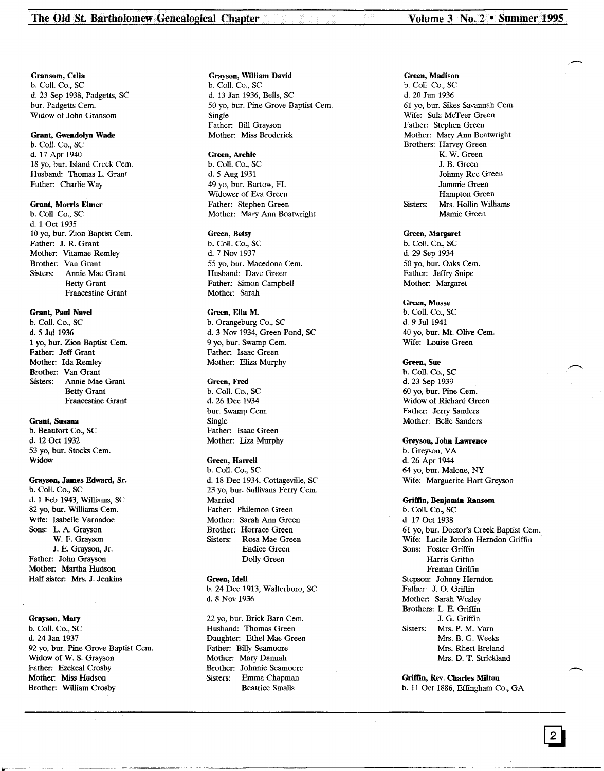**Gransom, Celia**
b. Coll. Co., SC
d. 23 Sep 1938, Padgetts, SC
bur. Padgetts Cem.
Widow of John Gransom

**Grant, Gwendolyn Wade**
b. Coll. Co., SC
d. 17 Apr 1940
18 yo, bur. Island Creek Cem.
Husband: Thomas L. Grant
Father: Charlie Way

**Grant, Morris Elmer**
b. Coll. Co., SC
d. 1 Oct 1935
10 yo, bur. Zion Baptist Cem.
Father: J. R. Grant
Mother: Vitamae Remley
Brother: Van Grant
Sisters: Annie Mae Grant
Betty Grant
Francestine Grant

**Grant, Paul Navel**
b. Coll. Co., SC
d. 5 Jul 1936
1 yo, bur. Zion Baptist Cem.
Father: Jeff Grant
Mother: Ida Remley
Brother: Van Grant
Sisters: Annie Mae Grant
Betty Grant
Francestine Grant

**Grant, Susana**
b. Beaufort Co., SC
d. 12 Oct 1932
53 yo, bur. Stocks Cem.
Widow

**Grayson, James Edward, Sr.**
b. Coll. Co., SC
d. 1 Feb 1943, Williams, SC
82 yo, bur. Williams Cem.
Wife: Isabelle Varnadoe
Sons: L. A. Grayson
W. F. Grayson
J. E. Grayson, Jr.
Father: John Grayson
Mother: Martha Hudson
Half sister: Mrs. J. Jenkins

**Grayson, Mary**
b. Coll. Co., SC
d. 24 Jan 1937
92 yo, bur. Pine Grove Baptist Cem.
Widow of W. S. Grayson
Father: Ezekeal Crosby
Mother: Miss Hudson
Brother: William Crosby

**Grayson, William David**
b. Coll. Co., SC
d. 13 Jan 1936, Bells, SC
50 yo, bur. Pine Grove Baptist Cem.
Single
Father: Bill Grayson
Mother: Miss Broderick

**Green, Archie**
b. Coll. Co., SC
d. 5 Aug 1931
49 yo, bur. Bartow, FL
Widower of Eva Green
Father: Stephen Green
Mother: Mary Ann Boatwright

**Green, Betsy**
b. Coll. Co., SC
d. 7 Nov 1937
55 yo, bur. Macedona Cem.
Husband: Dave Green
Father: Simon Campbell
Mother: Sarah

**Green, Ella M.**
b. Orangeburg Co., SC
d. 3 Nov 1934, Green Pond, SC
9 yo, bur. Swamp Cem.
Father: Isaac Green
Mother: Eliza Murphy

**Green, Fred**
b. Coll. Co., SC
d. 26 Dec 1934
bur. Swamp Cem.
Single
Father: Isaac Green
Mother: Liza Murphy

**Green, Harrell**
b. Coll. Co., SC
d. 18 Dec 1934, Cottageville, SC
23 yo, bur. Sullivans Ferry Cem.
Married
Father: Philemon Green
Mother: Sarah Ann Green
Brother: Horrace Green
Sisters: Rosa Mae Green
Endice Green
Dolly Green

**Green, Idell**
b. 24 Dec 1913, Walterboro, SC
d. 8 Nov 1936
22 yo, bur. Brick Barn Cem.
Husband: Thomas Green
Daughter: Ethel Mae Green
Father: Billy Seamoore
Mother: Mary Dannah
Brother: Johnnie Seamoore
Sisters: Emma Chapman
Beatrice Smalls

**Green, Madison**
b. Coll. Co., SC
d. 20 Jun 1936
61 yo, bur. Sikes Savannah Cem.
Wife: Sula McTeer Green
Father: Stephen Green
Mother: Mary Ann Boatwright
Brothers: Harvey Green
K. W. Green
J. B. Green
Johnny Ree Green
Jammie Green
Hampton Green
Sisters: Mrs. Hollin Williams
Mamie Green

**Green, Margaret**
b. Coll. Co., SC
d. 29 Sep 1934
50 yo, bur. Oaks Cem.
Father: Jeffry Snipe
Mother: Margaret

**Green, Mosse**
b. Coll. Co., SC
d. 9 Jul 1941
40 yo, bur. Mt. Olive Cem.
Wife: Louise Green

**Green, Sue**
b. Coll. Co., SC
d. 23 Sep 1939
60 yo, bur. Pine Cem.
Widow of Richard Green
Father: Jerry Sanders
Mother: Belle Sanders

**Greyson, John Lawrence**
b. Greyson, VA
d. 26 Apr 1944
64 yo, bur. Malone, NY
Wife: Marguerite Hart Greyson

**Griffin, Benjamin Ransom**
b. Coll. Co., SC
d. 17 Oct 1938
61 yo, bur. Doctor's Creek Baptist Cem.
Wife: Lucile Jordon Herndon Griffin
Sons: Foster Griffin
Harris Griffin
Freman Griffin
Stepson: Johnny Herndon
Father: J. O. Griffin
Mother: Sarah Wesley
Brothers: L. E. Griffin
J. G. Griffin
Sisters: Mrs. P. M. Varn
Mrs. B. G. Weeks
Mrs. Rhett Breland
Mrs. D. T. Strickland

**Griffin, Rev. Charles Milton**
b. 11 Oct 1886, Effingham Co., GA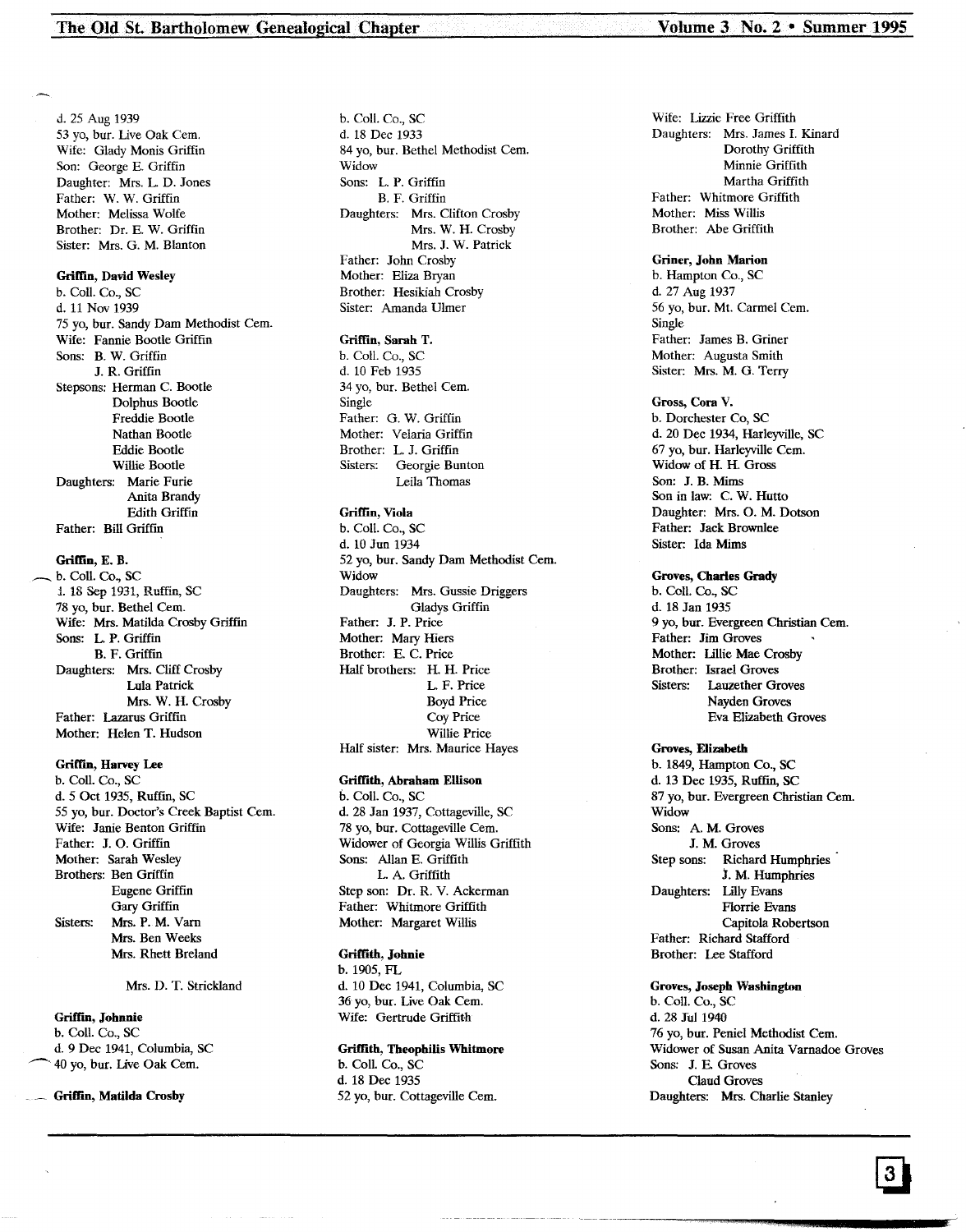d. 25 Aug 1939
53 yo, bur. Live Oak Cem.
Wife: Glady Monis Griffin
Son: George E. Griffin
Daughter: Mrs. L. D. Jones
Father: W. W. Griffin
Mother: Melissa Wolfe
Brother: Dr. E. W. Griffin
Sister: Mrs. G. M. Blanton

**Griffin, David Wesley**
b. Coll. Co., SC
d. 11 Nov 1939
75 yo, bur. Sandy Dam Methodist Cem.
Wife: Fannie Bootle Griffin
Sons: B. W. Griffin
J. R. Griffin
Stepsons: Herman C. Bootle
Dolphus Bootle
Freddie Bootle
Nathan Bootle
Eddie Bootle
Willie Bootle
Daughters: Marie Furie
Anita Brandy
Edith Griffin
Father: Bill Griffin

**Griffin, E. B.**
b. Coll. Co., SC
d. 18 Sep 1931, Ruffin, SC
78 yo, bur. Bethel Cem.
Wife: Mrs. Matilda Crosby Griffin
Sons: L. P. Griffin
B. F. Griffin
Daughters: Mrs. Cliff Crosby
Lula Patrick
Mrs. W. H. Crosby
Father: Lazarus Griffin
Mother: Helen T. Hudson

**Griffin, Harvey Lee**
b. Coll. Co., SC
d. 5 Oct 1935, Ruffin, SC
55 yo, bur. Doctor's Creek Baptist Cem.
Wife: Janie Benton Griffin
Father: J. O. Griffin
Mother: Sarah Wesley
Brothers: Ben Griffin
Eugene Griffin
Gary Griffin
Sisters: Mrs. P. M. Varn
Mrs. Ben Weeks
Mrs. Rhett Breland
Mrs. D. T. Strickland

**Griffin, Johnnie**
b. Coll. Co., SC
d. 9 Dec 1941, Columbia, SC
40 yo, bur. Live Oak Cem.

**Griffin, Matilda Crosby**
b. Coll. Co., SC
d. 18 Dec 1933
84 yo, bur. Bethel Methodist Cem.
Widow
Sons: L. P. Griffin
B. F. Griffin
Daughters: Mrs. Clifton Crosby
Mrs. W. H. Crosby
Mrs. J. W. Patrick
Father: John Crosby
Mother: Eliza Bryan
Brother: Hesikiah Crosby
Sister: Amanda Ulmer

**Griffin, Sarah T.**
b. Coll. Co., SC
d. 10 Feb 1935
34 yo, bur. Bethel Cem.
Single
Father: G. W. Griffin
Mother: Velaria Griffin
Brother: L. J. Griffin
Sisters: Georgie Bunton
Leila Thomas

**Griffin, Viola**
b. Coll. Co., SC
d. 10 Jun 1934
52 yo, bur. Sandy Dam Methodist Cem.
Widow
Daughters: Mrs. Gussie Driggers
Gladys Griffin
Father: J. P. Price
Mother: Mary Hiers
Brother: E. C. Price
Half brothers: H. H. Price
L. F. Price
Boyd Price
Coy Price
Willie Price
Half sister: Mrs. Maurice Hayes

**Griffith, Abraham Ellison**
b. Coll. Co., SC
d. 28 Jan 1937, Cottageville, SC
78 yo, bur. Cottageville Cem.
Widower of Georgia Willis Griffith
Sons: Allan E. Griffith
L. A. Griffith
Step son: Dr. R. V. Ackerman
Father: Whitmore Griffith
Mother: Margaret Willis

**Griffith, Johnie**
b. 1905, FL
d. 10 Dec 1941, Columbia, SC
36 yo, bur. Live Oak Cem.
Wife: Gertrude Griffith

**Griffith, Theophilis Whitmore**
b. Coll. Co., SC
d. 18 Dec 1935
52 yo, bur. Cottageville Cem.
Wife: Lizzie Free Griffith
Daughters: Mrs. James I. Kinard
Dorothy Griffith
Minnie Griffith
Martha Griffith
Father: Whitmore Griffith
Mother: Miss Willis
Brother: Abe Griffith

**Griner, John Marion**
b. Hampton Co., SC
d. 27 Aug 1937
56 yo, bur. Mt. Carmel Cem.
Single
Father: James B. Griner
Mother: Augusta Smith
Sister: Mrs. M. G. Terry

**Gross, Cora V.**
b. Dorchester Co, SC
d. 20 Dec 1934, Harleyville, SC
67 yo, bur. Harleyville Cem.
Widow of H. H. Gross
Son: J. B. Mims
Son in law: C. W. Hutto
Daughter: Mrs. O. M. Dotson
Father: Jack Brownlee
Sister: Ida Mims

**Groves, Charles Grady**
b. Coll. Co., SC
d. 18 Jan 1935
9 yo, bur. Evergreen Christian Cem.
Father: Jim Groves
Mother: Lillie Mae Crosby
Brother: Israel Groves
Sisters: Lauzether Groves
Nayden Groves
Eva Elizabeth Groves

**Groves, Elizabeth**
b. 1849, Hampton Co., SC
d. 13 Dec 1935, Ruffin, SC
87 yo, bur. Evergreen Christian Cem.
Widow
Sons: A. M. Groves
J. M. Groves
Step sons: Richard Humphries
J. M. Humphries
Daughters: Lilly Evans
Florrie Evans
Capitola Robertson
Father: Richard Stafford
Brother: Lee Stafford

**Groves, Joseph Washington**
b. Coll. Co., SC
d. 28 Jul 1940
76 yo, bur. Peniel Methodist Cem.
Widower of Susan Anita Varnadoe Groves
Sons: J. E. Groves
Claud Groves
Daughters: Mrs. Charlie Stanley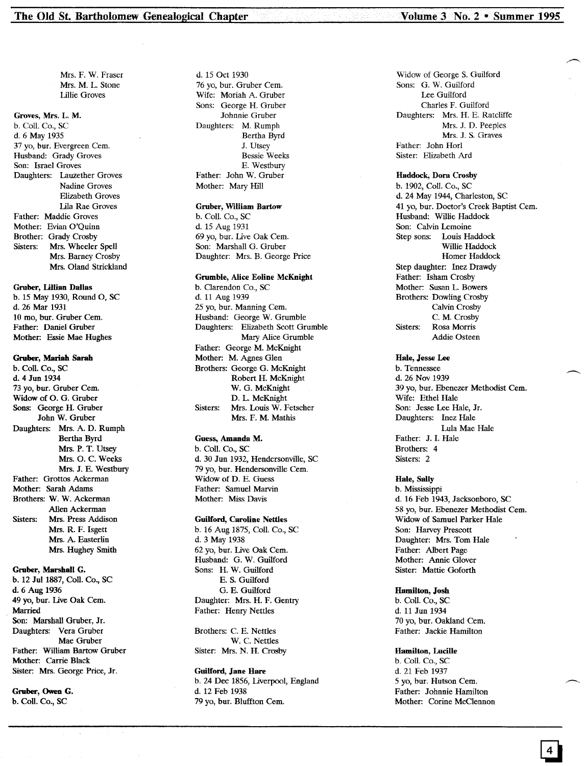Mrs. F. W. Fraser
Mrs. M. L. Stone
Lillie Groves

**Groves, Mrs. L. M.**
b. Coll. Co., SC
d. 6 May 1935
37 yo, bur. Evergreen Cem.
Husband: Grady Groves
Son: Israel Groves
Daughters: Lauzether Groves
Nadine Groves
Elizabeth Groves
Lila Rae Groves
Father: Maddie Groves
Mother: Evian O'Quinn
Brother: Grady Crosby
Sisters: Mrs. Wheeler Spell
Mrs. Barney Crosby
Mrs. Oland Strickland

**Gruber, Lillian Dallas**
b. 15 May 1930, Round O, SC
d. 26 Mar 1931
10 mo, bur. Gruber Cem.
Father: Daniel Gruber
Mother: Essie Mae Hughes

**Gruber, Mariah Sarah**
b. Coll. Co., SC
d. 4 Jun 1934
73 yo, bur. Gruber Cem.
Widow of O. G. Gruber
Sons: George H. Gruber
John W. Gruber
Daughters: Mrs. A. D. Rumph
Bertha Byrd
Mrs. P. T. Utsey
Mrs. O. C. Weeks
Mrs. J. E. Westbury
Father: Grottos Ackerman
Mother: Sarah Adams
Brothers: W. W. Ackerman
Allen Ackerman
Sisters: Mrs. Press Addison
Mrs. R. F. Isgett
Mrs. A. Easterlin
Mrs. Hughey Smith

**Gruber, Marshall G.**
b. 12 Jul 1887, Coll. Co., SC
d. 6 Aug 1936
49 yo, bur. Live Oak Cem.
Married
Son: Marshall Gruber, Jr.
Daughters: Vera Gruber
Mae Gruber
Father: William Bartow Gruber
Mother: Carrie Black
Sister: Mrs. George Price, Jr.

**Gruber, Owen G.**
b. Coll. Co., SC
d. 15 Oct 1930
76 yo, bur. Gruber Cem.
Wife: Moriah A. Gruber
Sons: George H. Gruber
Johnnie Gruber
Daughters: M. Rumph
Bertha Byrd
J. Utsey
Bessie Weeks
E. Westbury
Father: John W. Gruber
Mother: Mary Hill

**Gruber, William Bartow**
b. Coll. Co., SC
d. 15 Aug 1931
69 yo, bur. Live Oak Cem.
Son: Marshall G. Gruber
Daughter: Mrs. B. George Price

**Grumble, Alice Eoline McKnight**
b. Clarendon Co., SC
d. 11 Aug 1939
25 yo, bur. Manning Cem.
Husband: George W. Grumble
Daughters: Elizabeth Scott Grumble
Mary Alice Grumble
Father: George M. McKnight
Mother: M. Agnes Glen
Brothers: George G. McKnight
Robert H. McKnight
W. G. McKnight
D. L. McKnight
Sisters: Mrs. Louis W. Fetscher
Mrs. F. M. Mathis

**Guess, Amanda M.**
b. Coll. Co., SC
d. 30 Jun 1932, Hendersonville, SC
79 yo, bur. Hendersonville Cem.
Widow of D. E. Guess
Father: Samuel Marvin
Mother: Miss Davis

**Guilford, Caroline Nettles**
b. 16 Aug 1875, Coll. Co., SC
d. 3 May 1938
62 yo, bur. Live Oak Cem.
Husband: G. W. Guilford
Sons: H. W. Guilford
E. S. Guilford
G. E. Guilford
Daughter: Mrs. H. F. Gentry
Father: Henry Nettles

Brothers: C. E. Nettles
W. C. Nettles
Sister: Mrs. N. H. Crosby

**Guilford, Jane Hare**
b. 24 Dec 1856, Liverpool, England
d. 12 Feb 1938
79 yo, bur. Bluffton Cem.
Widow of George S. Guilford
Sons: G. W. Guilford
Lee Guilford
Charles F. Guilford
Daughters: Mrs. H. E. Ratcliffe
Mrs. J. D. Peeples
Mrs. J. S. Graves
Father: John Horl
Sister: Elizabeth Ard

**Haddock, Dora Crosby**
b. 1902, Coll. Co., SC
d. 24 May 1944, Charleston, SC
41 yo, bur. Doctor's Creek Baptist Cem.
Husband: Willie Haddock
Son: Calvin Lemoine
Step sons: Louis Haddock
Willie Haddock
Homer Haddock
Step daughter: Inez Drawdy
Father: Isham Crosby
Mother: Susan L. Bowers
Brothers: Dowling Crosby
Calvin Crosby
C. M. Crosby
Sisters: Rosa Morris
Addie Osteen

**Hale, Jesse Lee**
b. Tennessee
d. 26 Nov 1939
39 yo, bur. Ebenezer Methodist Cem.
Wife: Ethel Hale
Son: Jesse Lee Hale, Jr.
Daughters: Inez Hale
Lula Mae Hale
Father: J. I. Hale
Brothers: 4
Sisters: 2

**Hale, Sally**
b. Mississippi
d. 16 Feb 1943, Jacksonboro, SC
58 yo, bur. Ebenezer Methodist Cem.
Widow of Samuel Parker Hale
Son: Harvey Prescott
Daughter: Mrs. Tom Hale
Father: Albert Page
Mother: Annie Glover
Sister: Mattie Goforth

**Hamilton, Josh**
b. Coll. Co., SC
d. 11 Jun 1934
70 yo, bur. Oakland Cem.
Father: Jackie Hamilton

**Hamilton, Lucille**
b. Coll. Co., SC
d. 21 Feb 1937
5 yo, bur. Hutson Cem.
Father: Johnnie Hamilton
Mother: Corine McClennon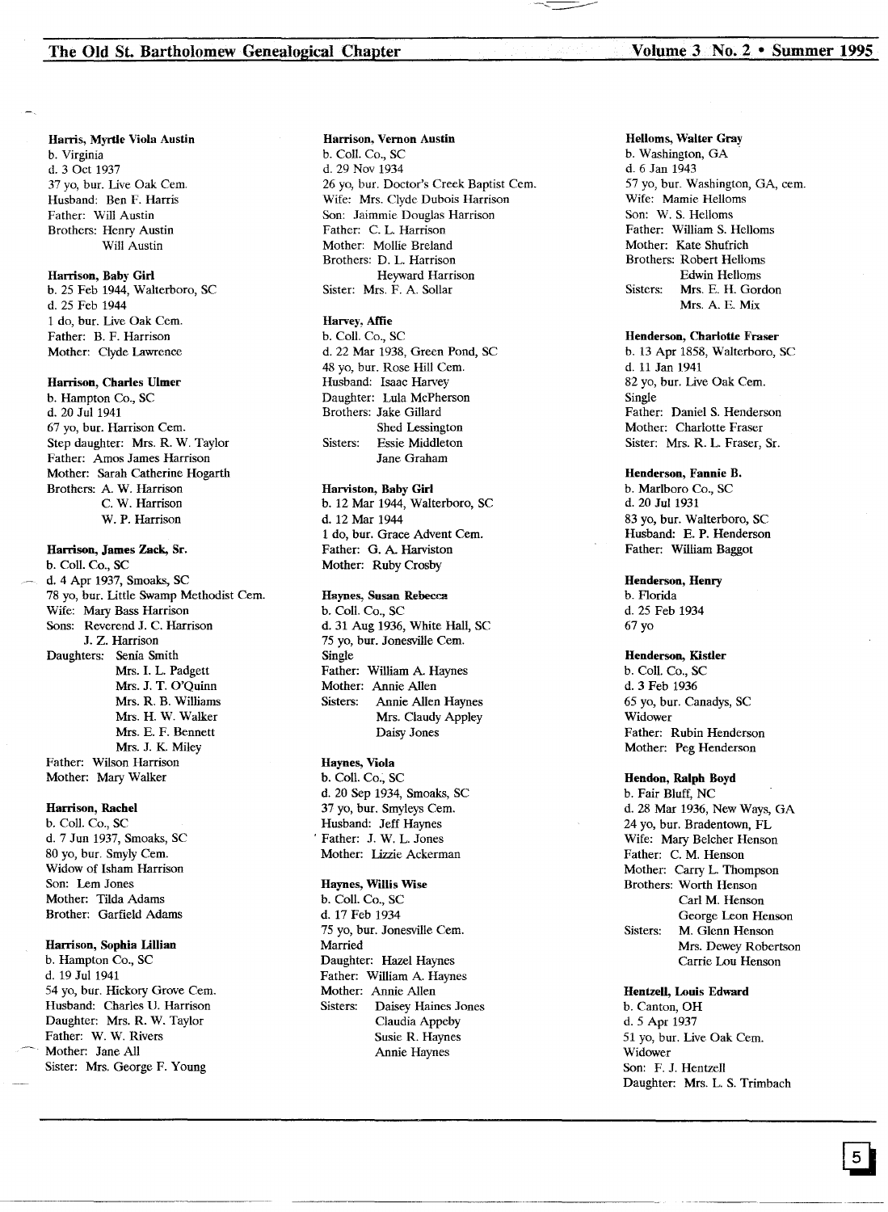**Harris, Myrtle Viola Austin**
b. Virginia
d. 3 Oct 1937
37 yo, bur. Live Oak Cem.
Husband: Ben F. Harris
Father: Will Austin
Brothers: Henry Austin
Will Austin

**Harrison, Baby Girl**
b. 25 Feb 1944, Walterboro, SC
d. 25 Feb 1944
1 do, bur. Live Oak Cem.
Father: B. F. Harrison
Mother: Clyde Lawrence

**Harrison, Charles Ulmer**
b. Hampton Co., SC
d. 20 Jul 1941
67 yo, bur. Harrison Cem.
Step daughter: Mrs. R. W. Taylor
Father: Amos James Harrison
Mother: Sarah Catherine Hogarth
Brothers: A. W. Harrison
C. W. Harrison
W. P. Harrison

**Harrison, James Zack, Sr.**
b. Coll. Co., SC
d. 4 Apr 1937, Smoaks, SC
78 yo, bur. Little Swamp Methodist Cem.
Wife: Mary Bass Harrison
Sons: Reverend J. C. Harrison
J. Z. Harrison
Daughters: Senia Smith
Mrs. I. L. Padgett
Mrs. J. T. O'Quinn
Mrs. R. B. Williams
Mrs. H. W. Walker
Mrs. E. F. Bennett
Mrs. J. K. Miley
Father: Wilson Harrison
Mother: Mary Walker

**Harrison, Rachel**
b. Coll. Co., SC
d. 7 Jun 1937, Smoaks, SC
80 yo, bur. Smyly Cem.
Widow of Isham Harrison
Son: Lem Jones
Mother: Tilda Adams
Brother: Garfield Adams

**Harrison, Sophia Lillian**
b. Hampton Co., SC
d. 19 Jul 1941
54 yo, bur. Hickory Grove Cem.
Husband: Charles U. Harrison
Daughter: Mrs. R. W. Taylor
Father: W. W. Rivers
Mother: Jane All
Sister: Mrs. George F. Young

**Harrison, Vernon Austin**
b. Coll. Co., SC
d. 29 Nov 1934
26 yo, bur. Doctor's Creek Baptist Cem.
Wife: Mrs. Clyde Dubois Harrison
Son: Jaimmie Douglas Harrison
Father: C. L. Harrison
Mother: Mollie Breland
Brothers: D. L. Harrison
Heyward Harrison
Sister: Mrs. F. A. Sollar

**Harvey, Affie**
b. Coll. Co., SC
d. 22 Mar 1938, Green Pond, SC
48 yo, bur. Rose Hill Cem.
Husband: Isaac Harvey
Daughter: Lula McPherson
Brothers: Jake Gillard
Shed Lessington
Sisters: Essie Middleton
Jane Graham

**Harviston, Baby Girl**
b. 12 Mar 1944, Walterboro, SC
d. 12 Mar 1944
1 do, bur. Grace Advent Cem.
Father: G. A. Harviston
Mother: Ruby Crosby

**Haynes, Susan Rebecca**
b. Coll. Co., SC
d. 31 Aug 1936, White Hall, SC
75 yo, bur. Jonesville Cem.
Single
Father: William A. Haynes
Mother: Annie Allen
Sisters: Annie Allen Haynes
Mrs. Claudy Appley
Daisy Jones

**Haynes, Viola**
b. Coll. Co., SC
d. 20 Sep 1934, Smoaks, SC
37 yo, bur. Smyleys Cem.
Husband: Jeff Haynes
Father: J. W. L. Jones
Mother: Lizzie Ackerman

**Haynes, Willis Wise**
b. Coll. Co., SC
d. 17 Feb 1934
75 yo, bur. Jonesville Cem.
Married
Daughter: Hazel Haynes
Father: William A. Haynes
Mother: Annie Allen
Sisters: Daisey Haines Jones
Claudia Appeby
Susie R. Haynes
Annie Haynes

**Helloms, Walter Gray**
b. Washington, GA
d. 6 Jan 1943
57 yo, bur. Washington, GA, cem.
Wife: Mamie Helloms
Son: W. S. Helloms
Father: William S. Helloms
Mother: Kate Shufrich
Brothers: Robert Helloms
Edwin Helloms
Sisters: Mrs. E. H. Gordon
Mrs. A. E. Mix

**Henderson, Charlotte Fraser**
b. 13 Apr 1858, Walterboro, SC
d. 11 Jan 1941
82 yo, bur. Live Oak Cem.
Single
Father: Daniel S. Henderson
Mother: Charlotte Fraser
Sister: Mrs. R. L. Fraser, Sr.

**Henderson, Fannie B.**
b. Marlboro Co., SC
d. 20 Jul 1931
83 yo, bur. Walterboro, SC
Husband: E. P. Henderson
Father: William Baggot

**Henderson, Henry**
b. Florida
d. 25 Feb 1934
67 yo

**Henderson, Kistler**
b. Coll. Co., SC
d. 3 Feb 1936
65 yo, bur. Canadys, SC
Widower
Father: Rubin Henderson
Mother: Peg Henderson

**Hendon, Ralph Boyd**
b. Fair Bluff, NC
d. 28 Mar 1936, New Ways, GA
24 yo, bur. Bradentown, FL
Wife: Mary Belcher Henson
Father: C. M. Henson
Mother: Carry L. Thompson
Brothers: Worth Henson
Carl M. Henson
George Leon Henson
Sisters: M. Glenn Henson
Mrs. Dewey Robertson
Carrie Lou Henson

**Hentzell, Louis Edward**
b. Canton, OH
d. 5 Apr 1937
51 yo, bur. Live Oak Cem.
Widower
Son: F. J. Hentzell
Daughter: Mrs. L. S. Trimbach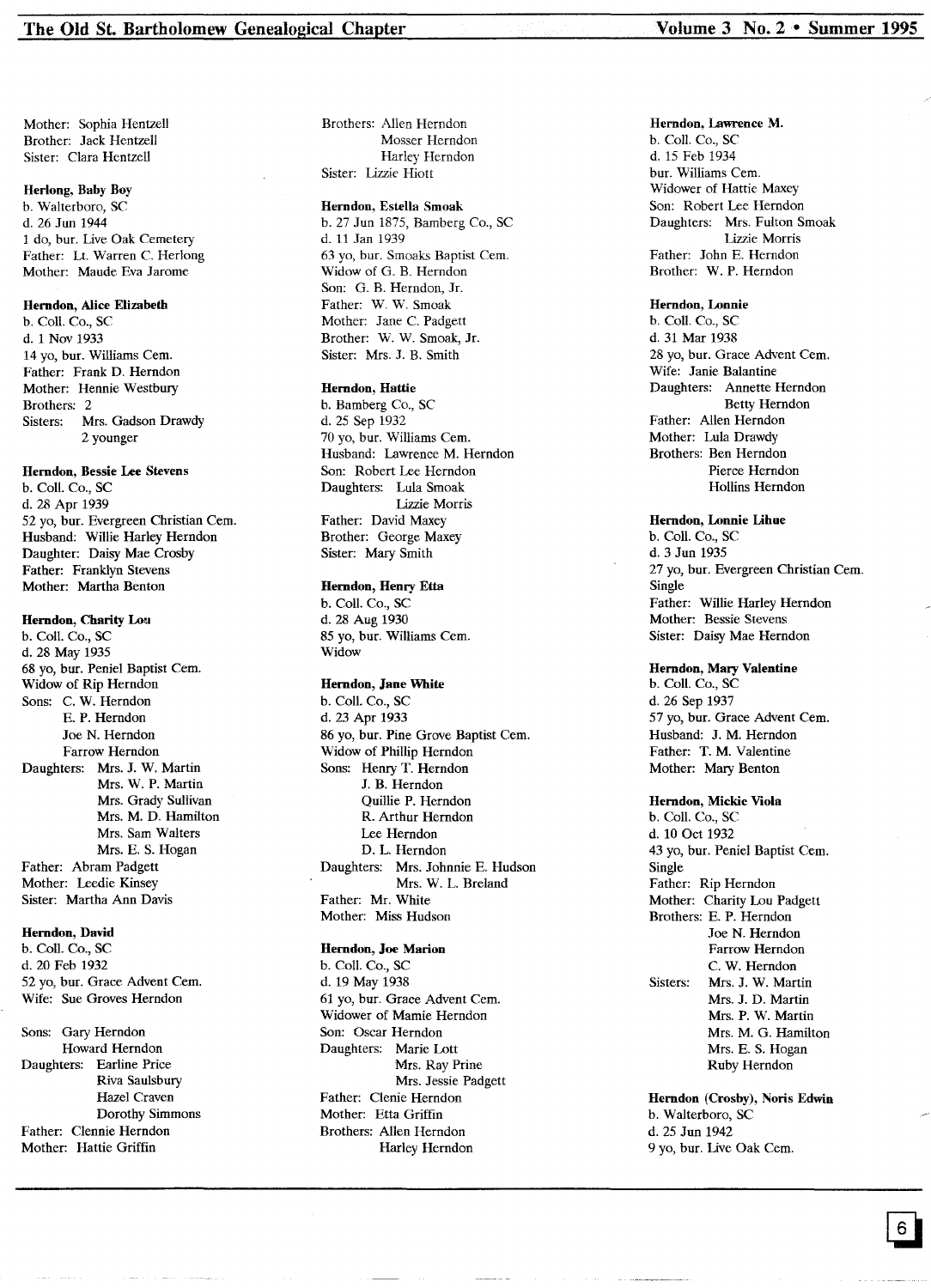Mother: Sophia Hentzell
Brother: Jack Hentzell
Sister: Clara Hentzell

**Herlong, Baby Boy**
b. Walterboro, SC
d. 26 Jun 1944
1 do, bur. Live Oak Cemetery
Father: Lt. Warren C. Herlong
Mother: Maude Eva Jarome

**Herndon, Alice Elizabeth**
b. Coll. Co., SC
d. 1 Nov 1933
14 yo, bur. Williams Cem.
Father: Frank D. Herndon
Mother: Hennie Westbury
Brothers: 2
Sisters: Mrs. Gadson Drawdy
2 younger

**Herndon, Bessie Lee Stevens**
b. Coll. Co., SC
d. 28 Apr 1939
52 yo, bur. Evergreen Christian Cem.
Husband: Willie Harley Herndon
Daughter: Daisy Mae Crosby
Father: Franklyn Stevens
Mother: Martha Benton

**Herndon, Charity Lou**
b. Coll. Co., SC
d. 28 May 1935
68 yo, bur. Peniel Baptist Cem.
Widow of Rip Herndon
Sons: C. W. Herndon
E. P. Herndon
Joe N. Herndon
Farrow Herndon
Daughters: Mrs. J. W. Martin
Mrs. W. P. Martin
Mrs. Grady Sullivan
Mrs. M. D. Hamilton
Mrs. Sam Walters
Mrs. E. S. Hogan
Father: Abram Padgett
Mother: Leedie Kinsey
Sister: Martha Ann Davis

**Herndon, David**
b. Coll. Co., SC
d. 20 Feb 1932
52 yo, bur. Grace Advent Cem.
Wife: Sue Groves Herndon

Sons: Gary Herndon
Howard Herndon
Daughters: Earline Price
Riva Saulsbury
Hazel Craven
Dorothy Simmons
Father: Clennie Herndon
Mother: Hattie Griffin
Brothers: Allen Herndon
Mosser Herndon
Harley Herndon
Sister: Lizzie Hiott

**Herndon, Estella Smoak**
b. 27 Jun 1875, Bamberg Co., SC
d. 11 Jan 1939
63 yo, bur. Smoaks Baptist Cem.
Widow of G. B. Herndon
Son: G. B. Herndon, Jr.
Father: W. W. Smoak
Mother: Jane C. Padgett
Brother: W. W. Smoak, Jr.
Sister: Mrs. J. B. Smith

**Herndon, Hattie**
b. Bamberg Co., SC
d. 25 Sep 1932
70 yo, bur. Williams Cem.
Husband: Lawrence M. Herndon
Son: Robert Lee Herndon
Daughters: Lula Smoak
Lizzie Morris
Father: David Maxey
Brother: George Maxey
Sister: Mary Smith

**Herndon, Henry Etta**
b. Coll. Co., SC
d. 28 Aug 1930
85 yo, bur. Williams Cem.
Widow

**Herndon, Jane White**
b. Coll. Co., SC
d. 23 Apr 1933
86 yo, bur. Pine Grove Baptist Cem.
Widow of Phillip Herndon
Sons: Henry T. Herndon
J. B. Herndon
Quillie P. Herndon
R. Arthur Herndon
Lee Herndon
D. L. Herndon
Daughters: Mrs. Johnnie E. Hudson
Mrs. W. L. Breland
Father: Mr. White
Mother: Miss Hudson

**Herndon, Joe Marion**
b. Coll. Co., SC
d. 19 May 1938
61 yo, bur. Grace Advent Cem.
Widower of Mamie Herndon
Son: Oscar Herndon
Daughters: Marie Lott
Mrs. Ray Prine
Mrs. Jessie Padgett
Father: Clenie Herndon
Mother: Etta Griffin
Brothers: Allen Herndon
Harley Herndon

**Herndon, Lawrence M.**
b. Coll. Co., SC
d. 15 Feb 1934
bur. Williams Cem.
Widower of Hattie Maxey
Son: Robert Lee Herndon
Daughters: Mrs. Fulton Smoak
Lizzie Morris
Father: John E. Herndon
Brother: W. P. Herndon

**Herndon, Lonnie**
b. Coll. Co., SC
d. 31 Mar 1938
28 yo, bur. Grace Advent Cem.
Wife: Janie Balantine
Daughters: Annette Herndon
Betty Herndon
Father: Allen Herndon
Mother: Lula Drawdy
Brothers: Ben Herndon
Pierce Herndon
Hollins Herndon

**Herndon, Lonnie Lihue**
b. Coll. Co., SC
d. 3 Jun 1935
27 yo, bur. Evergreen Christian Cem.
Single
Father: Willie Harley Herndon
Mother: Bessie Stevens
Sister: Daisy Mae Herndon

**Herndon, Mary Valentine**
b. Coll. Co., SC
d. 26 Sep 1937
57 yo, bur. Grace Advent Cem.
Husband: J. M. Herndon
Father: T. M. Valentine
Mother: Mary Benton

**Herndon, Mickie Viola**
b. Coll. Co., SC
d. 10 Oct 1932
43 yo, bur. Peniel Baptist Cem.
Single
Father: Rip Herndon
Mother: Charity Lou Padgett
Brothers: E. P. Herndon
Joe N. Herndon
Farrow Herndon
C. W. Herndon
Sisters: Mrs. J. W. Martin
Mrs. J. D. Martin
Mrs. P. W. Martin
Mrs. M. G. Hamilton
Mrs. E. S. Hogan
Ruby Herndon

**Herndon (Crosby), Noris Edwin**
b. Walterboro, SC
d. 25 Jun 1942
9 yo, bur. Live Oak Cem.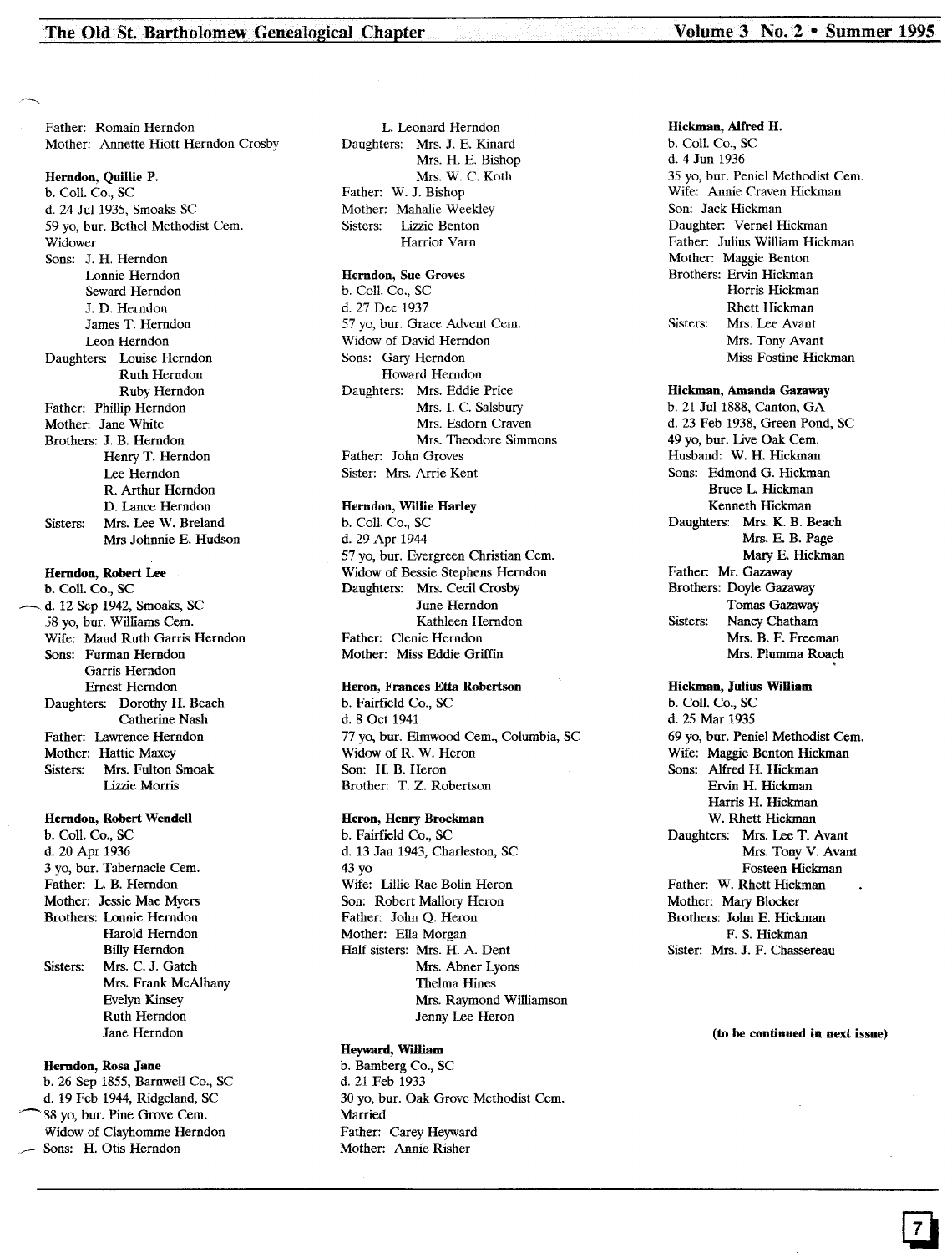Father: Romain Herndon
Mother: Annette Hiott Herndon Crosby

**Herndon, Quillie P.**
b. Coll. Co., SC
d. 24 Jul 1935, Smoaks SC
59 yo, bur. Bethel Methodist Cem.
Widower
Sons: J. H. Herndon
Lonnie Herndon
Seward Herndon
J. D. Herndon
James T. Herndon
Leon Herndon
Daughters: Louise Herndon
Ruth Herndon
Ruby Herndon
Father: Phillip Herndon
Mother: Jane White
Brothers: J. B. Herndon
Henry T. Herndon
Lee Herndon
R. Arthur Herndon
D. Lance Herndon
Sisters: Mrs. Lee W. Breland
Mrs Johnnie E. Hudson

**Herndon, Robert Lee**
b. Coll. Co., SC
d. 12 Sep 1942, Smoaks, SC
58 yo, bur. Williams Cem.
Wife: Maud Ruth Garris Herndon
Sons: Furman Herndon
Garris Herndon
Ernest Herndon
Daughters: Dorothy H. Beach
Catherine Nash
Father: Lawrence Herndon
Mother: Hattie Maxey
Sisters: Mrs. Fulton Smoak
Lizzie Morris

**Herndon, Robert Wendell**
b. Coll. Co., SC
d. 20 Apr 1936
3 yo, bur. Tabernacle Cem.
Father: L. B. Herndon
Mother: Jessie Mae Myers
Brothers: Lonnie Herndon
Harold Herndon
Billy Herndon
Sisters: Mrs. C. J. Gatch
Mrs. Frank McAlhany
Evelyn Kinsey
Ruth Herndon
Jane Herndon

**Herndon, Rosa Jane**
b. 26 Sep 1855, Barnwell Co., SC
d. 19 Feb 1944, Ridgeland, SC
88 yo, bur. Pine Grove Cem.
Widow of Clayhomme Herndon
Sons: H. Otis Herndon
L. Leonard Herndon
Daughters: Mrs. J. E. Kinard
Mrs. H. E. Bishop
Mrs. W. C. Koth
Father: W. J. Bishop
Mother: Mahalie Weekley
Sisters: Lizzie Benton
Harriot Varn

**Herndon, Sue Groves**
b. Coll. Co., SC
d. 27 Dec 1937
57 yo, bur. Grace Advent Cem.
Widow of David Herndon
Sons: Gary Herndon
Howard Herndon
Daughters: Mrs. Eddie Price
Mrs. I. C. Salsbury
Mrs. Esdorn Craven
Mrs. Theodore Simmons
Father: John Groves
Sister: Mrs. Arrie Kent

**Herndon, Willie Harley**
b. Coll. Co., SC
d. 29 Apr 1944
57 yo, bur. Evergreen Christian Cem.
Widow of Bessie Stephens Herndon
Daughters: Mrs. Cecil Crosby
June Herndon
Kathleen Herndon
Father: Clenie Herndon
Mother: Miss Eddie Griffin

**Heron, Frances Etta Robertson**
b. Fairfield Co., SC
d. 8 Oct 1941
77 yo, bur. Elmwood Cem., Columbia, SC
Widow of R. W. Heron
Son: H. B. Heron
Brother: T. Z. Robertson

**Heron, Henry Brockman**
b. Fairfield Co., SC
d. 13 Jan 1943, Charleston, SC
43 yo
Wife: Lillie Rae Bolin Heron
Son: Robert Mallory Heron
Father: John Q. Heron
Mother: Ella Morgan
Half sisters: Mrs. H. A. Dent
Mrs. Abner Lyons
Thelma Hines
Mrs. Raymond Williamson
Jenny Lee Heron

**Heyward, William**
b. Bamberg Co., SC
d. 21 Feb 1933
30 yo, bur. Oak Grove Methodist Cem.
Married
Father: Carey Heyward
Mother: Annie Risher

**Hickman, Alfred H.**
b. Coll. Co., SC
d. 4 Jun 1936
35 yo, bur. Peniel Methodist Cem.
Wife: Annie Craven Hickman
Son: Jack Hickman
Daughter: Vernel Hickman
Father: Julius William Hickman
Mother: Maggie Benton
Brothers: Ervin Hickman
Horris Hickman
Rhett Hickman
Sisters: Mrs. Lee Avant
Mrs. Tony Avant
Miss Fostine Hickman

**Hickman, Amanda Gazaway**
b. 21 Jul 1888, Canton, GA
d. 23 Feb 1938, Green Pond, SC
49 yo, bur. Live Oak Cem.
Husband: W. H. Hickman
Sons: Edmond G. Hickman
Bruce L. Hickman
Kenneth Hickman
Daughters: Mrs. K. B. Beach
Mrs. E. B. Page
Mary E. Hickman
Father: Mr. Gazaway
Brothers: Doyle Gazaway
Tomas Gazaway
Sisters: Nancy Chatham
Mrs. B. F. Freeman
Mrs. Plumma Roach

**Hickman, Julius William**
b. Coll. Co., SC
d. 25 Mar 1935
69 yo, bur. Peniel Methodist Cem.
Wife: Maggie Benton Hickman
Sons: Alfred H. Hickman
Ervin H. Hickman
Harris H. Hickman
W. Rhett Hickman
Daughters: Mrs. Lee T. Avant
Mrs. Tony V. Avant
Fosteen Hickman
Father: W. Rhett Hickman
Mother: Mary Blocker
Brothers: John E. Hickman
F. S. Hickman
Sister: Mrs. J. F. Chassereau

**(to be continued in next issue)**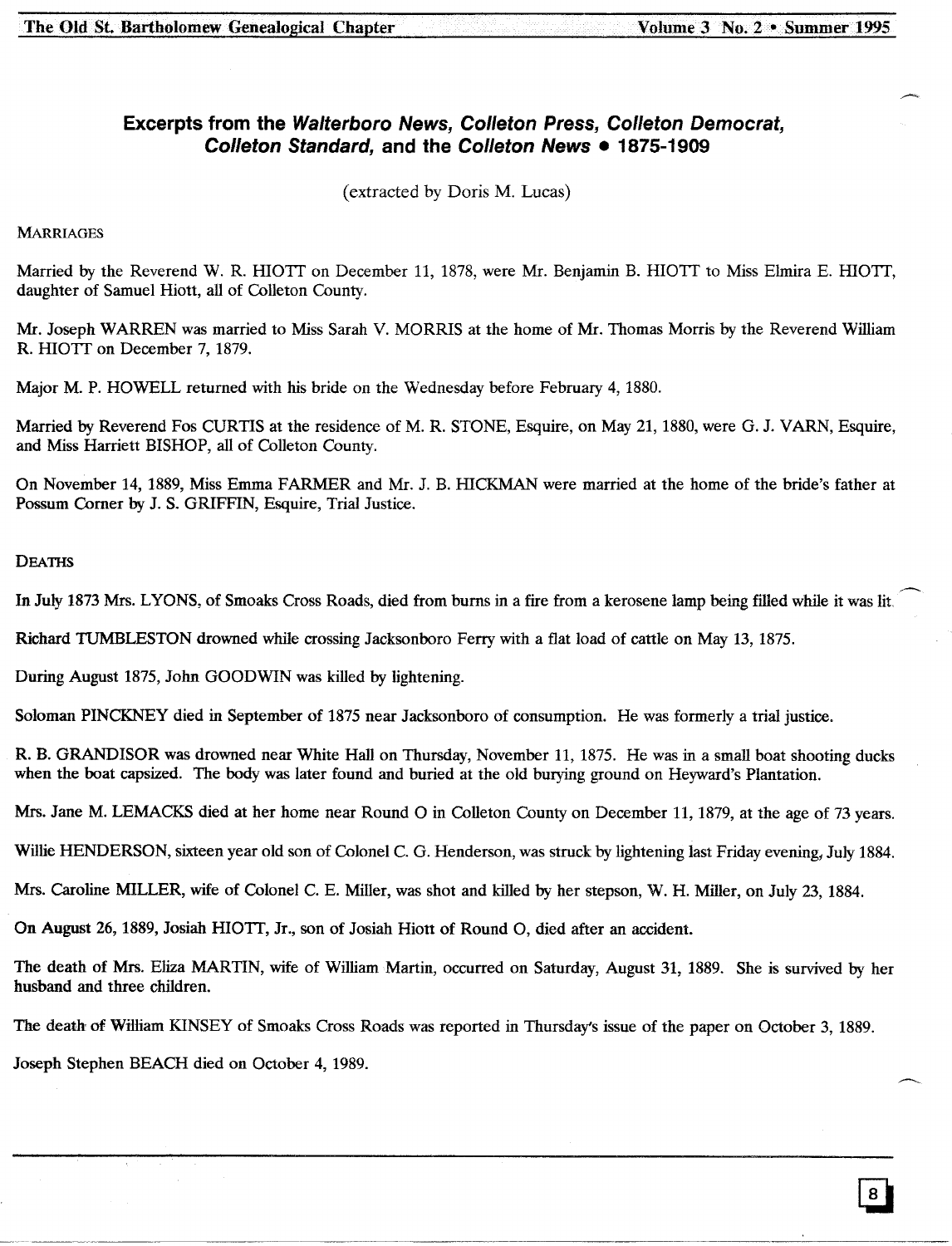## Excerpts from the *Walterboro News*, *Colleton Press*, *Colleton Democrat*, *Colleton Standard*, and the *Colleton News* • 1875-1909

(extracted by Doris M. Lucas)

### Marriages

Married by the Reverend W. R. HIOTT on December 11, 1878, were Mr. Benjamin B. HIOTT to Miss Elmira E. HIOTT, daughter of Samuel Hiott, all of Colleton County.

Mr. Joseph WARREN was married to Miss Sarah V. MORRIS at the home of Mr. Thomas Morris by the Reverend William R. HIOTT on December 7, 1879.

Major M. P. HOWELL returned with his bride on the Wednesday before February 4, 1880.

Married by Reverend Fos CURTIS at the residence of M. R. STONE, Esquire, on May 21, 1880, were G. J. VARN, Esquire, and Miss Harriett BISHOP, all of Colleton County.

On November 14, 1889, Miss Emma FARMER and Mr. J. B. HICKMAN were married at the home of the bride's father at Possum Corner by J. S. GRIFFIN, Esquire, Trial Justice.

### Deaths

In July 1873 Mrs. LYONS, of Smoaks Cross Roads, died from burns in a fire from a kerosene lamp being filled while it was lit.

Richard TUMBLESTON drowned while crossing Jacksonboro Ferry with a flat load of cattle on May 13, 1875.

During August 1875, John GOODWIN was killed by lightening.

Soloman PINCKNEY died in September of 1875 near Jacksonboro of consumption. He was formerly a trial justice.

R. B. GRANDISOR was drowned near White Hall on Thursday, November 11, 1875. He was in a small boat shooting ducks when the boat capsized. The body was later found and buried at the old burying ground on Heyward's Plantation.

Mrs. Jane M. LEMACKS died at her home near Round O in Colleton County on December 11, 1879, at the age of 73 years.

Willie HENDERSON, sixteen year old son of Colonel C. G. Henderson, was struck by lightening last Friday evening, July 1884.

Mrs. Caroline MILLER, wife of Colonel C. E. Miller, was shot and killed by her stepson, W. H. Miller, on July 23, 1884.

On August 26, 1889, Josiah HIOTT, Jr., son of Josiah Hiott of Round O, died after an accident.

The death of Mrs. Eliza MARTIN, wife of William Martin, occurred on Saturday, August 31, 1889. She is survived by her husband and three children.

The death of William KINSEY of Smoaks Cross Roads was reported in Thursday's issue of the paper on October 3, 1889.

Joseph Stephen BEACH died on October 4, 1989.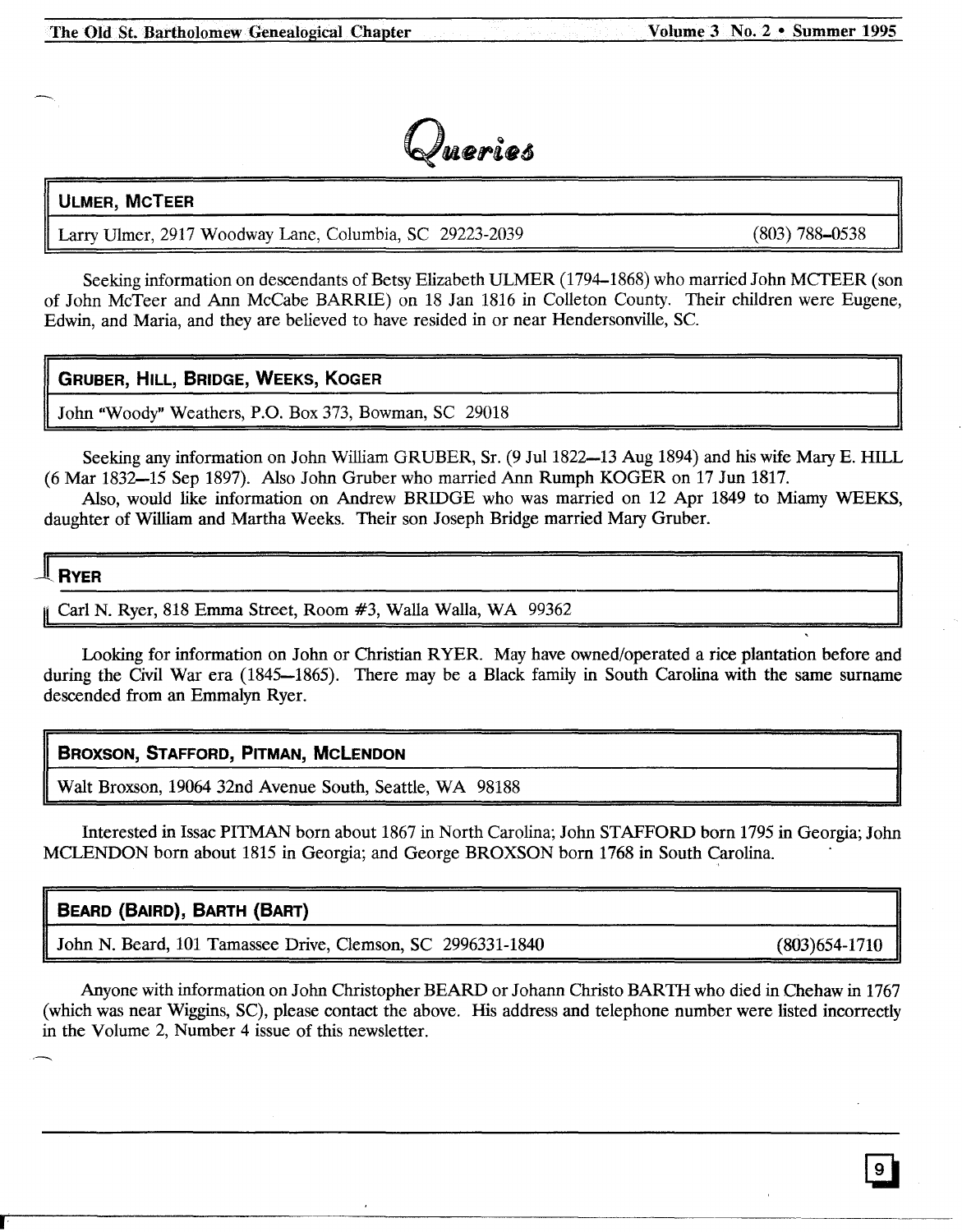# Queries

## ULMER, MCTEER

Larry Ulmer, 2917 Woodway Lane, Columbia, SC 29223-2039 (803) 788–0538

Seeking information on descendants of Betsy Elizabeth ULMER (1794–1868) who married John MCTEER (son of John McTeer and Ann McCabe BARRIE) on 18 Jan 1816 in Colleton County. Their children were Eugene, Edwin, and Maria, and they are believed to have resided in or near Hendersonville, SC.

## GRUBER, HILL, BRIDGE, WEEKS, KOGER

John "Woody" Weathers, P.O. Box 373, Bowman, SC 29018

Seeking any information on John William GRUBER, Sr. (9 Jul 1822—13 Aug 1894) and his wife Mary E. HILL (6 Mar 1832—15 Sep 1897). Also John Gruber who married Ann Rumph KOGER on 17 Jun 1817.

Also, would like information on Andrew BRIDGE who was married on 12 Apr 1849 to Miamy WEEKS, daughter of William and Martha Weeks. Their son Joseph Bridge married Mary Gruber.

## RYER

Carl N. Ryer, 818 Emma Street, Room #3, Walla Walla, WA 99362

Looking for information on John or Christian RYER. May have owned/operated a rice plantation before and during the Civil War era (1845—1865). There may be a Black family in South Carolina with the same surname descended from an Emmalyn Ryer.

## BROXSON, STAFFORD, PITMAN, MCLENDON

Walt Broxson, 19064 32nd Avenue South, Seattle, WA 98188

Interested in Issac PITMAN born about 1867 in North Carolina; John STAFFORD born 1795 in Georgia; John MCLENDON born about 1815 in Georgia; and George BROXSON born 1768 in South Carolina.

## BEARD (BAIRD), BARTH (BART)

John N. Beard, 101 Tamassee Drive, Clemson, SC 2996331-1840 (803)654-1710

Anyone with information on John Christopher BEARD or Johann Christo BARTH who died in Chehaw in 1767 (which was near Wiggins, SC), please contact the above. His address and telephone number were listed incorrectly in the Volume 2, Number 4 issue of this newsletter.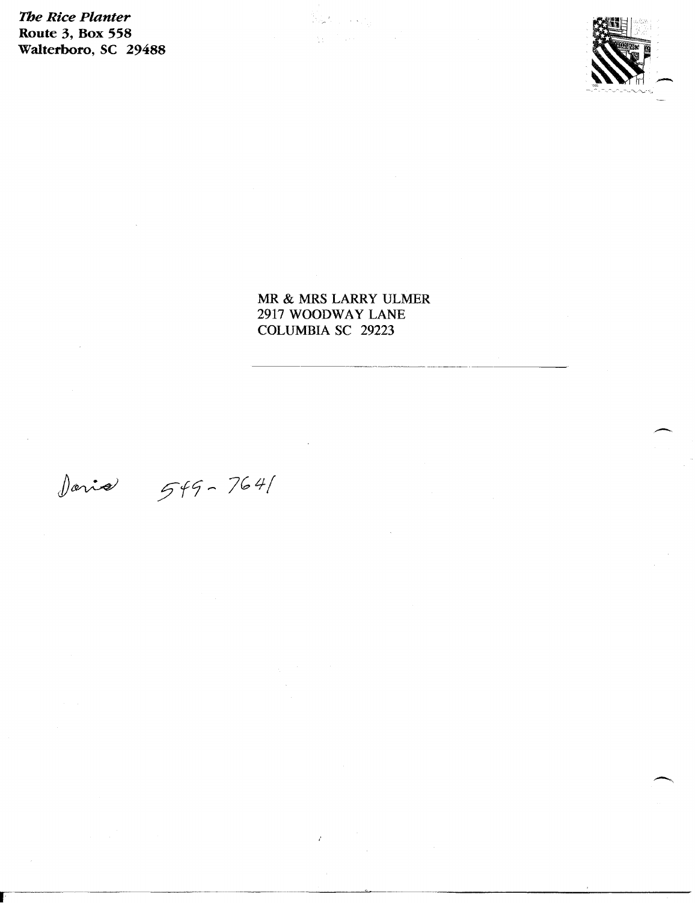*The Rice Planter*
**Route 3, Box 558**
**Walterboro, SC 29488**

MR & MRS LARRY ULMER
2917 WOODWAY LANE
COLUMBIA SC 29223

Doris 549 - 7641